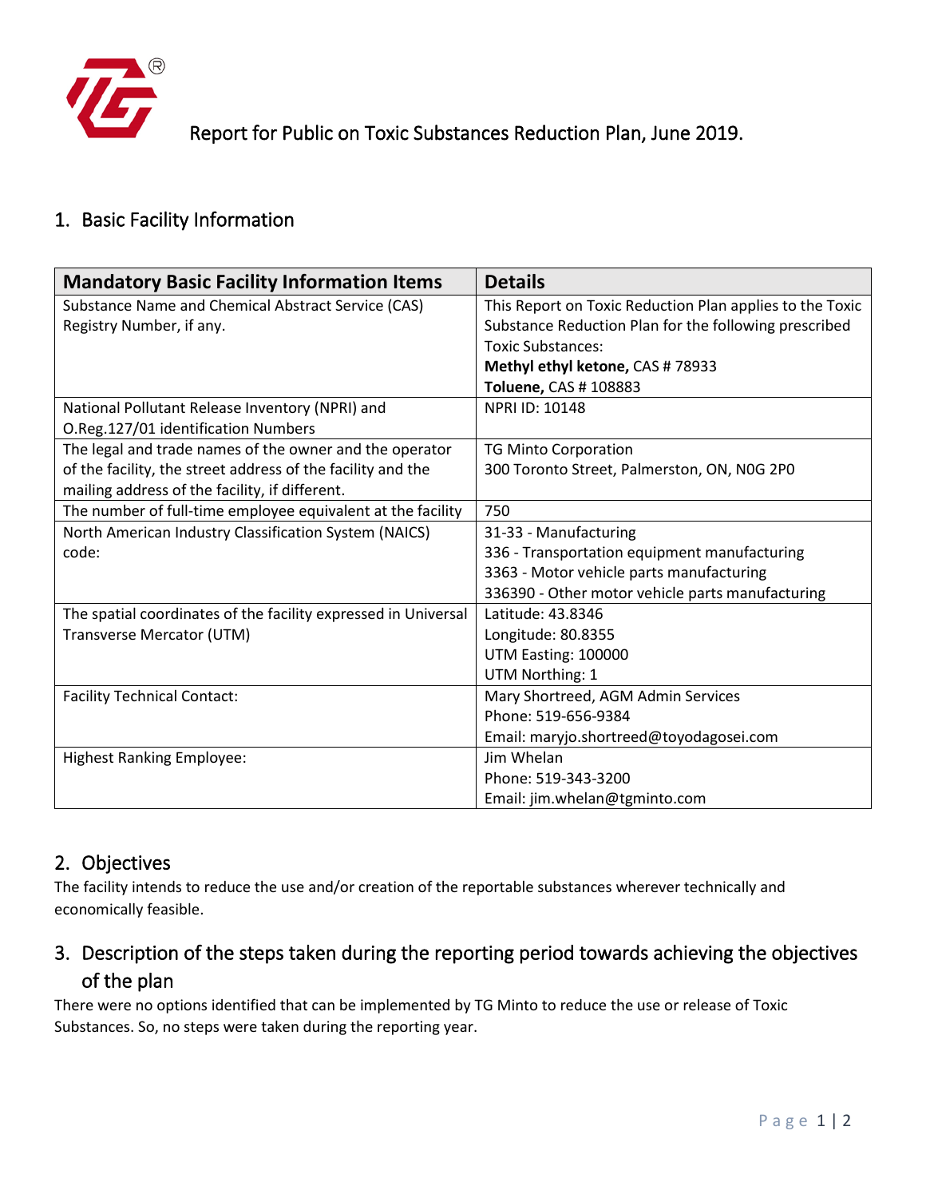Report for Public on Toxic Substances Reduction Plan, June 2019.

## 1. Basic Facility Information

| Mandatory Basic Facility Information Items | Details |
|---|---|
| Substance Name and Chemical Abstract Service (CAS) Registry Number, if any. | This Report on Toxic Reduction Plan applies to the Toxic Substance Reduction Plan for the following prescribed Toxic Substances:<br>**Methyl ethyl ketone,** CAS # 78933<br>**Toluene,** CAS # 108883 |
| National Pollutant Release Inventory (NPRI) and O.Reg.127/01 identification Numbers | NPRI ID: 10148 |
| The legal and trade names of the owner and the operator of the facility, the street address of the facility and the mailing address of the facility, if different. | TG Minto Corporation<br>300 Toronto Street, Palmerston, ON, N0G 2P0 |
| The number of full-time employee equivalent at the facility | 750 |
| North American Industry Classification System (NAICS) code: | 31-33 - Manufacturing<br>336 - Transportation equipment manufacturing<br>3363 - Motor vehicle parts manufacturing<br>336390 - Other motor vehicle parts manufacturing |
| The spatial coordinates of the facility expressed in Universal Transverse Mercator (UTM) | Latitude: 43.8346<br>Longitude: 80.8355<br>UTM Easting: 100000<br>UTM Northing: 1 |
| Facility Technical Contact: | Mary Shortreed, AGM Admin Services<br>Phone: 519-656-9384<br>Email: maryjo.shortreed@toyodagosei.com |
| Highest Ranking Employee: | Jim Whelan<br>Phone: 519-343-3200<br>Email: jim.whelan@tgminto.com |

## 2. Objectives

The facility intends to reduce the use and/or creation of the reportable substances wherever technically and economically feasible.

## 3. Description of the steps taken during the reporting period towards achieving the objectives of the plan

There were no options identified that can be implemented by TG Minto to reduce the use or release of Toxic Substances. So, no steps were taken during the reporting year.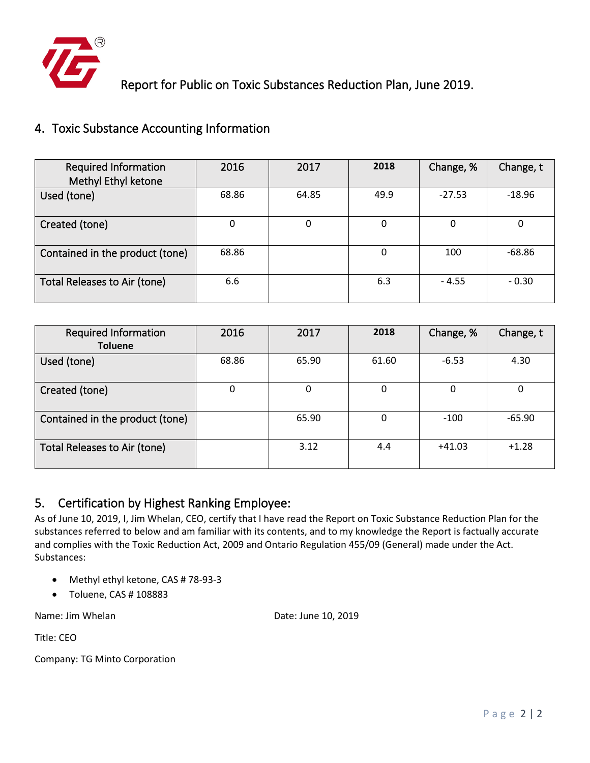Report for Public on Toxic Substances Reduction Plan, June 2019.

## 4. Toxic Substance Accounting Information

| Required Information Methyl Ethyl ketone | 2016 | 2017 | **2018** | Change, % | Change, t |
|---|---|---|---|---|---|
| Used (tone) | 68.86 | 64.85 | 49.9 | -27.53 | -18.96 |
| Created (tone) | 0 | 0 | 0 | 0 | 0 |
| Contained in the product (tone) | 68.86 | | 0 | 100 | -68.86 |
| Total Releases to Air (tone) | 6.6 | | 6.3 | - 4.55 | - 0.30 |

| Required Information **Toluene** | 2016 | 2017 | **2018** | Change, % | Change, t |
|---|---|---|---|---|---|
| Used (tone) | 68.86 | 65.90 | 61.60 | -6.53 | 4.30 |
| Created (tone) | 0 | 0 | 0 | 0 | 0 |
| Contained in the product (tone) | | 65.90 | 0 | -100 | -65.90 |
| Total Releases to Air (tone) | | 3.12 | 4.4 | +41.03 | +1.28 |

## 5. Certification by Highest Ranking Employee:

As of June 10, 2019, I, Jim Whelan, CEO, certify that I have read the Report on Toxic Substance Reduction Plan for the substances referred to below and am familiar with its contents, and to my knowledge the Report is factually accurate and complies with the Toxic Reduction Act, 2009 and Ontario Regulation 455/09 (General) made under the Act. Substances:

- Methyl ethyl ketone, CAS # 78-93-3
- Toluene, CAS # 108883

Name: Jim Whelan

Date: June 10, 2019

Title: CEO

Company: TG Minto Corporation